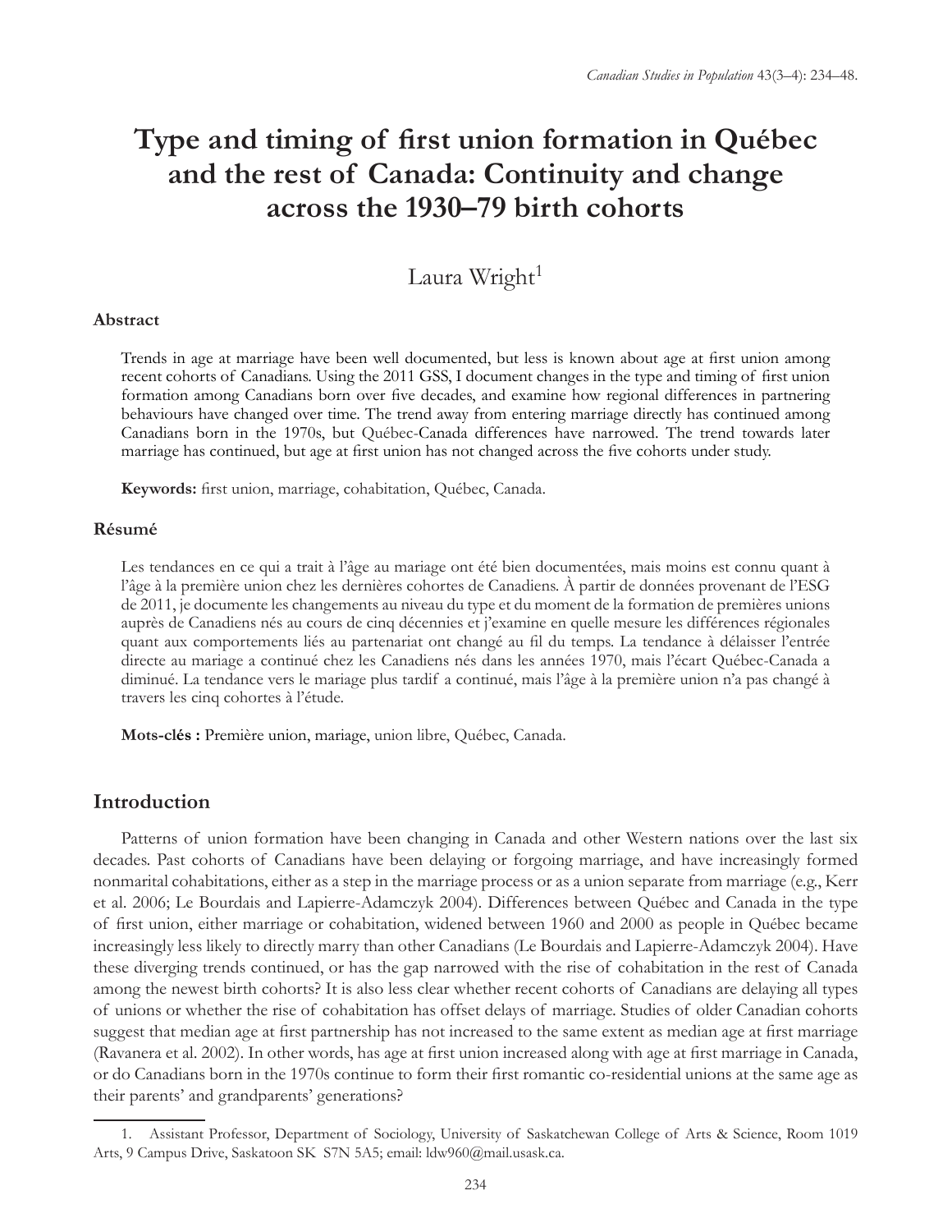# Type and timing of first union formation in Québec and the rest of Canada: Continuity and change across the 1930–79 birth cohorts

Laura Wright[1]

## Abstract

Trends in age at marriage have been well documented, but less is known about age at first union among recent cohorts of Canadians. Using the 2011 GSS, I document changes in the type and timing of first union formation among Canadians born over five decades, and examine how regional differences in partnering behaviours have changed over time. The trend away from entering marriage directly has continued among Canadians born in the 1970s, but Québec-Canada differences have narrowed. The trend towards later marriage has continued, but age at first union has not changed across the five cohorts under study.

**Keywords:** first union, marriage, cohabitation, Québec, Canada.

## Résumé

Les tendances en ce qui a trait à l'âge au mariage ont été bien documentées, mais moins est connu quant à l'âge à la première union chez les dernières cohortes de Canadiens. À partir de données provenant de l'ESG de 2011, je documente les changements au niveau du type et du moment de la formation de premières unions auprès de Canadiens nés au cours de cinq décennies et j'examine en quelle mesure les différences régionales quant aux comportements liés au partenariat ont changé au fil du temps. La tendance à délaisser l'entrée directe au mariage a continué chez les Canadiens nés dans les années 1970, mais l'écart Québec-Canada a diminué. La tendance vers le mariage plus tardif a continué, mais l'âge à la première union n'a pas changé à travers les cinq cohortes à l'étude.

**Mots-clés :** Première union, mariage, union libre, Québec, Canada.

## Introduction

Patterns of union formation have been changing in Canada and other Western nations over the last six decades. Past cohorts of Canadians have been delaying or forgoing marriage, and have increasingly formed nonmarital cohabitations, either as a step in the marriage process or as a union separate from marriage (e.g., Kerr et al. 2006; Le Bourdais and Lapierre-Adamczyk 2004). Differences between Québec and Canada in the type of first union, either marriage or cohabitation, widened between 1960 and 2000 as people in Québec became increasingly less likely to directly marry than other Canadians (Le Bourdais and Lapierre-Adamczyk 2004). Have these diverging trends continued, or has the gap narrowed with the rise of cohabitation in the rest of Canada among the newest birth cohorts? It is also less clear whether recent cohorts of Canadians are delaying all types of unions or whether the rise of cohabitation has offset delays of marriage. Studies of older Canadian cohorts suggest that median age at first partnership has not increased to the same extent as median age at first marriage (Ravanera et al. 2002). In other words, has age at first union increased along with age at first marriage in Canada, or do Canadians born in the 1970s continue to form their first romantic co-residential unions at the same age as their parents' and grandparents' generations?

1. Assistant Professor, Department of Sociology, University of Saskatchewan College of Arts & Science, Room 1019 Arts, 9 Campus Drive, Saskatoon SK S7N 5A5; email: ldw960@mail.usask.ca.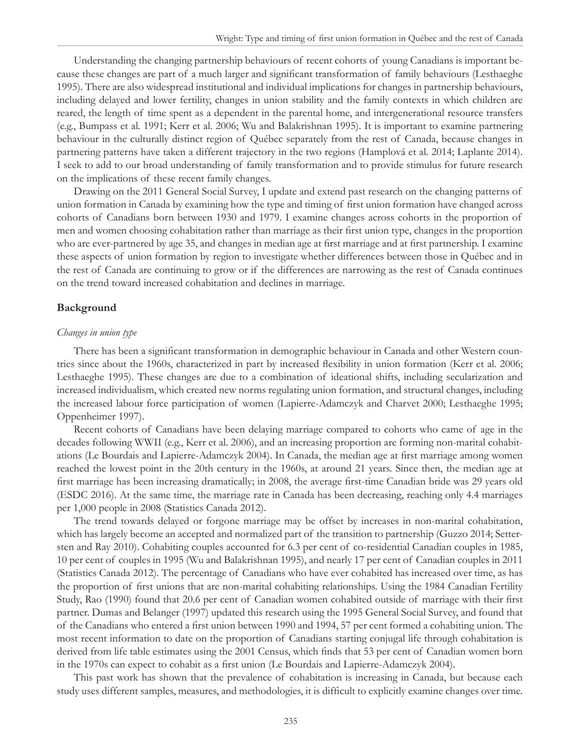Understanding the changing partnership behaviours of recent cohorts of young Canadians is important because these changes are part of a much larger and significant transformation of family behaviours (Lesthaeghe 1995). There are also widespread institutional and individual implications for changes in partnership behaviours, including delayed and lower fertility, changes in union stability and the family contexts in which children are reared, the length of time spent as a dependent in the parental home, and intergenerational resource transfers (e.g., Bumpass et al. 1991; Kerr et al. 2006; Wu and Balakrishnan 1995). It is important to examine partnering behaviour in the culturally distinct region of Québec separately from the rest of Canada, because changes in partnering patterns have taken a different trajectory in the two regions (Hamplová et al. 2014; Laplante 2014). I seek to add to our broad understanding of family transformation and to provide stimulus for future research on the implications of these recent family changes.

Drawing on the 2011 General Social Survey, I update and extend past research on the changing patterns of union formation in Canada by examining how the type and timing of first union formation have changed across cohorts of Canadians born between 1930 and 1979. I examine changes across cohorts in the proportion of men and women choosing cohabitation rather than marriage as their first union type, changes in the proportion who are ever-partnered by age 35, and changes in median age at first marriage and at first partnership. I examine these aspects of union formation by region to investigate whether differences between those in Québec and in the rest of Canada are continuing to grow or if the differences are narrowing as the rest of Canada continues on the trend toward increased cohabitation and declines in marriage.

## Background

### *Changes in union type*

There has been a significant transformation in demographic behaviour in Canada and other Western countries since about the 1960s, characterized in part by increased flexibility in union formation (Kerr et al. 2006; Lesthaeghe 1995). These changes are due to a combination of ideational shifts, including secularization and increased individualism, which created new norms regulating union formation, and structural changes, including the increased labour force participation of women (Lapierre-Adamczyk and Charvet 2000; Lesthaeghe 1995; Oppenheimer 1997).

Recent cohorts of Canadians have been delaying marriage compared to cohorts who came of age in the decades following WWII (e.g., Kerr et al. 2006), and an increasing proportion are forming non-marital cohabitations (Le Bourdais and Lapierre-Adamczyk 2004). In Canada, the median age at first marriage among women reached the lowest point in the 20th century in the 1960s, at around 21 years. Since then, the median age at first marriage has been increasing dramatically; in 2008, the average first-time Canadian bride was 29 years old (ESDC 2016). At the same time, the marriage rate in Canada has been decreasing, reaching only 4.4 marriages per 1,000 people in 2008 (Statistics Canada 2012).

The trend towards delayed or forgone marriage may be offset by increases in non-marital cohabitation, which has largely become an accepted and normalized part of the transition to partnership (Guzzo 2014; Settersten and Ray 2010). Cohabiting couples accounted for 6.3 per cent of co-residential Canadian couples in 1985, 10 per cent of couples in 1995 (Wu and Balakrishnan 1995), and nearly 17 per cent of Canadian couples in 2011 (Statistics Canada 2012). The percentage of Canadians who have ever cohabited has increased over time, as has the proportion of first unions that are non-marital cohabiting relationships. Using the 1984 Canadian Fertility Study, Rao (1990) found that 20.6 per cent of Canadian women cohabited outside of marriage with their first partner. Dumas and Belanger (1997) updated this research using the 1995 General Social Survey, and found that of the Canadians who entered a first union between 1990 and 1994, 57 per cent formed a cohabiting union. The most recent information to date on the proportion of Canadians starting conjugal life through cohabitation is derived from life table estimates using the 2001 Census, which finds that 53 per cent of Canadian women born in the 1970s can expect to cohabit as a first union (Le Bourdais and Lapierre-Adamczyk 2004).

This past work has shown that the prevalence of cohabitation is increasing in Canada, but because each study uses different samples, measures, and methodologies, it is difficult to explicitly examine changes over time.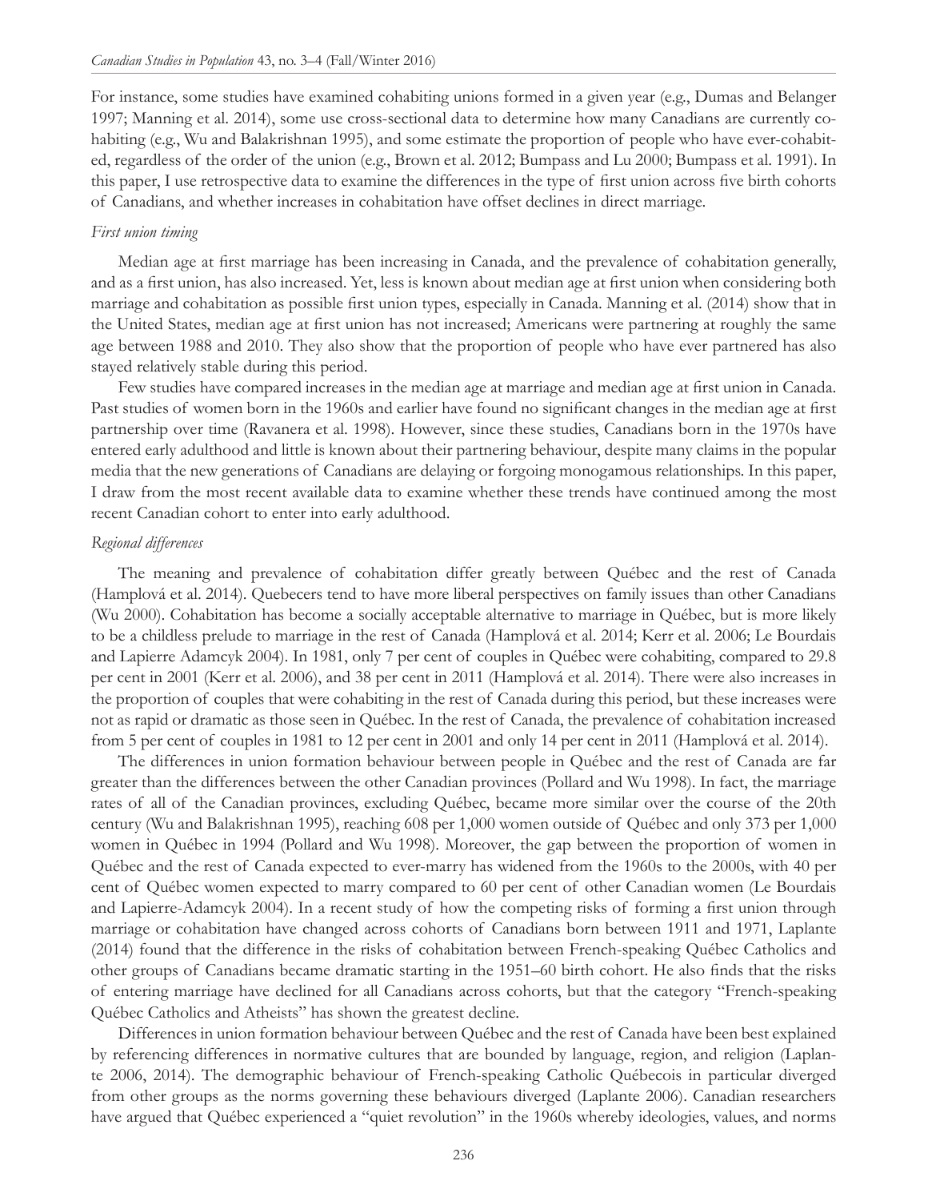For instance, some studies have examined cohabiting unions formed in a given year (e.g., Dumas and Belanger 1997; Manning et al. 2014), some use cross-sectional data to determine how many Canadians are currently cohabiting (e.g., Wu and Balakrishnan 1995), and some estimate the proportion of people who have ever-cohabited, regardless of the order of the union (e.g., Brown et al. 2012; Bumpass and Lu 2000; Bumpass et al. 1991). In this paper, I use retrospective data to examine the differences in the type of first union across five birth cohorts of Canadians, and whether increases in cohabitation have offset declines in direct marriage.

*First union timing*

Median age at first marriage has been increasing in Canada, and the prevalence of cohabitation generally, and as a first union, has also increased. Yet, less is known about median age at first union when considering both marriage and cohabitation as possible first union types, especially in Canada. Manning et al. (2014) show that in the United States, median age at first union has not increased; Americans were partnering at roughly the same age between 1988 and 2010. They also show that the proportion of people who have ever partnered has also stayed relatively stable during this period.

Few studies have compared increases in the median age at marriage and median age at first union in Canada. Past studies of women born in the 1960s and earlier have found no significant changes in the median age at first partnership over time (Ravanera et al. 1998). However, since these studies, Canadians born in the 1970s have entered early adulthood and little is known about their partnering behaviour, despite many claims in the popular media that the new generations of Canadians are delaying or forgoing monogamous relationships. In this paper, I draw from the most recent available data to examine whether these trends have continued among the most recent Canadian cohort to enter into early adulthood.

*Regional differences*

The meaning and prevalence of cohabitation differ greatly between Québec and the rest of Canada (Hamplová et al. 2014). Quebecers tend to have more liberal perspectives on family issues than other Canadians (Wu 2000). Cohabitation has become a socially acceptable alternative to marriage in Québec, but is more likely to be a childless prelude to marriage in the rest of Canada (Hamplová et al. 2014; Kerr et al. 2006; Le Bourdais and Lapierre Adamcyk 2004). In 1981, only 7 per cent of couples in Québec were cohabiting, compared to 29.8 per cent in 2001 (Kerr et al. 2006), and 38 per cent in 2011 (Hamplová et al. 2014). There were also increases in the proportion of couples that were cohabiting in the rest of Canada during this period, but these increases were not as rapid or dramatic as those seen in Québec. In the rest of Canada, the prevalence of cohabitation increased from 5 per cent of couples in 1981 to 12 per cent in 2001 and only 14 per cent in 2011 (Hamplová et al. 2014).

The differences in union formation behaviour between people in Québec and the rest of Canada are far greater than the differences between the other Canadian provinces (Pollard and Wu 1998). In fact, the marriage rates of all of the Canadian provinces, excluding Québec, became more similar over the course of the 20th century (Wu and Balakrishnan 1995), reaching 608 per 1,000 women outside of Québec and only 373 per 1,000 women in Québec in 1994 (Pollard and Wu 1998). Moreover, the gap between the proportion of women in Québec and the rest of Canada expected to ever-marry has widened from the 1960s to the 2000s, with 40 per cent of Québec women expected to marry compared to 60 per cent of other Canadian women (Le Bourdais and Lapierre-Adamcyk 2004). In a recent study of how the competing risks of forming a first union through marriage or cohabitation have changed across cohorts of Canadians born between 1911 and 1971, Laplante (2014) found that the difference in the risks of cohabitation between French-speaking Québec Catholics and other groups of Canadians became dramatic starting in the 1951–60 birth cohort. He also finds that the risks of entering marriage have declined for all Canadians across cohorts, but that the category "French-speaking Québec Catholics and Atheists" has shown the greatest decline.

Differences in union formation behaviour between Québec and the rest of Canada have been best explained by referencing differences in normative cultures that are bounded by language, region, and religion (Laplante 2006, 2014). The demographic behaviour of French-speaking Catholic Québecois in particular diverged from other groups as the norms governing these behaviours diverged (Laplante 2006). Canadian researchers have argued that Québec experienced a "quiet revolution" in the 1960s whereby ideologies, values, and norms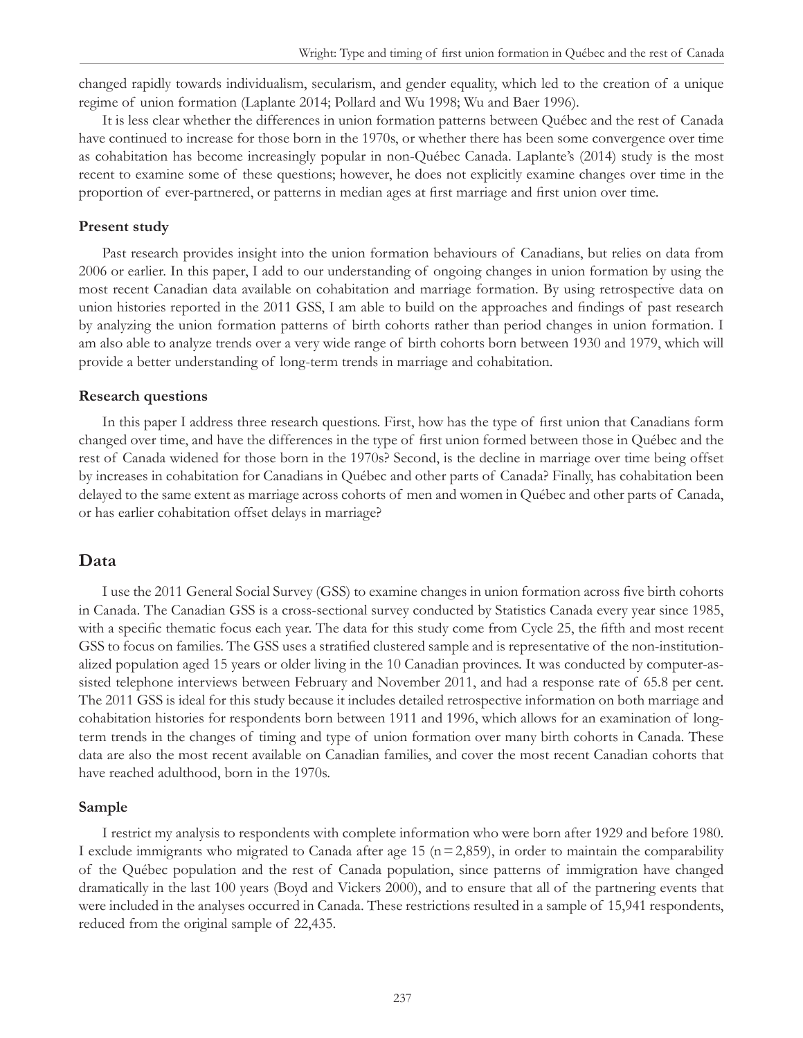changed rapidly towards individualism, secularism, and gender equality, which led to the creation of a unique regime of union formation (Laplante 2014; Pollard and Wu 1998; Wu and Baer 1996).

It is less clear whether the differences in union formation patterns between Québec and the rest of Canada have continued to increase for those born in the 1970s, or whether there has been some convergence over time as cohabitation has become increasingly popular in non-Québec Canada. Laplante's (2014) study is the most recent to examine some of these questions; however, he does not explicitly examine changes over time in the proportion of ever-partnered, or patterns in median ages at first marriage and first union over time.

### Present study

Past research provides insight into the union formation behaviours of Canadians, but relies on data from 2006 or earlier. In this paper, I add to our understanding of ongoing changes in union formation by using the most recent Canadian data available on cohabitation and marriage formation. By using retrospective data on union histories reported in the 2011 GSS, I am able to build on the approaches and findings of past research by analyzing the union formation patterns of birth cohorts rather than period changes in union formation. I am also able to analyze trends over a very wide range of birth cohorts born between 1930 and 1979, which will provide a better understanding of long-term trends in marriage and cohabitation.

### Research questions

In this paper I address three research questions. First, how has the type of first union that Canadians form changed over time, and have the differences in the type of first union formed between those in Québec and the rest of Canada widened for those born in the 1970s? Second, is the decline in marriage over time being offset by increases in cohabitation for Canadians in Québec and other parts of Canada? Finally, has cohabitation been delayed to the same extent as marriage across cohorts of men and women in Québec and other parts of Canada, or has earlier cohabitation offset delays in marriage?

## Data

I use the 2011 General Social Survey (GSS) to examine changes in union formation across five birth cohorts in Canada. The Canadian GSS is a cross-sectional survey conducted by Statistics Canada every year since 1985, with a specific thematic focus each year. The data for this study come from Cycle 25, the fifth and most recent GSS to focus on families. The GSS uses a stratified clustered sample and is representative of the non-institutionalized population aged 15 years or older living in the 10 Canadian provinces. It was conducted by computer-assisted telephone interviews between February and November 2011, and had a response rate of 65.8 per cent. The 2011 GSS is ideal for this study because it includes detailed retrospective information on both marriage and cohabitation histories for respondents born between 1911 and 1996, which allows for an examination of long-term trends in the changes of timing and type of union formation over many birth cohorts in Canada. These data are also the most recent available on Canadian families, and cover the most recent Canadian cohorts that have reached adulthood, born in the 1970s.

### Sample

I restrict my analysis to respondents with complete information who were born after 1929 and before 1980. I exclude immigrants who migrated to Canada after age 15 (n = 2,859), in order to maintain the comparability of the Québec population and the rest of Canada population, since patterns of immigration have changed dramatically in the last 100 years (Boyd and Vickers 2000), and to ensure that all of the partnering events that were included in the analyses occurred in Canada. These restrictions resulted in a sample of 15,941 respondents, reduced from the original sample of 22,435.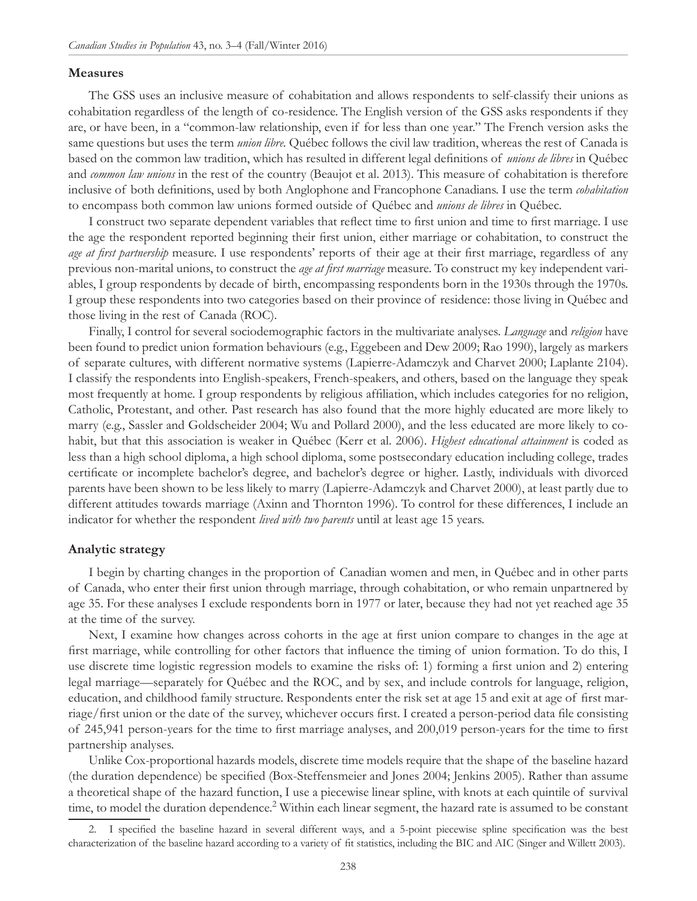## Measures

The GSS uses an inclusive measure of cohabitation and allows respondents to self-classify their unions as cohabitation regardless of the length of co-residence. The English version of the GSS asks respondents if they are, or have been, in a "common-law relationship, even if for less than one year." The French version asks the same questions but uses the term *union libre*. Québec follows the civil law tradition, whereas the rest of Canada is based on the common law tradition, which has resulted in different legal definitions of *unions de libres* in Québec and *common law unions* in the rest of the country (Beaujot et al. 2013). This measure of cohabitation is therefore inclusive of both definitions, used by both Anglophone and Francophone Canadians. I use the term *cohabitation* to encompass both common law unions formed outside of Québec and *unions de libres* in Québec.

I construct two separate dependent variables that reflect time to first union and time to first marriage. I use the age the respondent reported beginning their first union, either marriage or cohabitation, to construct the *age at first partnership* measure. I use respondents' reports of their age at their first marriage, regardless of any previous non-marital unions, to construct the *age at first marriage* measure. To construct my key independent variables, I group respondents by decade of birth, encompassing respondents born in the 1930s through the 1970s. I group these respondents into two categories based on their province of residence: those living in Québec and those living in the rest of Canada (ROC).

Finally, I control for several sociodemographic factors in the multivariate analyses. *Language* and *religion* have been found to predict union formation behaviours (e.g., Eggebeen and Dew 2009; Rao 1990), largely as markers of separate cultures, with different normative systems (Lapierre-Adamczyk and Charvet 2000; Laplante 2104). I classify the respondents into English-speakers, French-speakers, and others, based on the language they speak most frequently at home. I group respondents by religious affiliation, which includes categories for no religion, Catholic, Protestant, and other. Past research has also found that the more highly educated are more likely to marry (e.g., Sassler and Goldscheider 2004; Wu and Pollard 2000), and the less educated are more likely to cohabit, but that this association is weaker in Québec (Kerr et al. 2006). *Highest educational attainment* is coded as less than a high school diploma, a high school diploma, some postsecondary education including college, trades certificate or incomplete bachelor's degree, and bachelor's degree or higher. Lastly, individuals with divorced parents have been shown to be less likely to marry (Lapierre-Adamczyk and Charvet 2000), at least partly due to different attitudes towards marriage (Axinn and Thornton 1996). To control for these differences, I include an indicator for whether the respondent *lived with two parents* until at least age 15 years.

## Analytic strategy

I begin by charting changes in the proportion of Canadian women and men, in Québec and in other parts of Canada, who enter their first union through marriage, through cohabitation, or who remain unpartnered by age 35. For these analyses I exclude respondents born in 1977 or later, because they had not yet reached age 35 at the time of the survey.

Next, I examine how changes across cohorts in the age at first union compare to changes in the age at first marriage, while controlling for other factors that influence the timing of union formation. To do this, I use discrete time logistic regression models to examine the risks of: 1) forming a first union and 2) entering legal marriage—separately for Québec and the ROC, and by sex, and include controls for language, religion, education, and childhood family structure. Respondents enter the risk set at age 15 and exit at age of first marriage/first union or the date of the survey, whichever occurs first. I created a person-period data file consisting of 245,941 person-years for the time to first marriage analyses, and 200,019 person-years for the time to first partnership analyses.

Unlike Cox-proportional hazards models, discrete time models require that the shape of the baseline hazard (the duration dependence) be specified (Box-Steffensmeier and Jones 2004; Jenkins 2005). Rather than assume a theoretical shape of the hazard function, I use a piecewise linear spline, with knots at each quintile of survival time, to model the duration dependence.[2] Within each linear segment, the hazard rate is assumed to be constant

2. I specified the baseline hazard in several different ways, and a 5-point piecewise spline specification was the best characterization of the baseline hazard according to a variety of fit statistics, including the BIC and AIC (Singer and Willett 2003).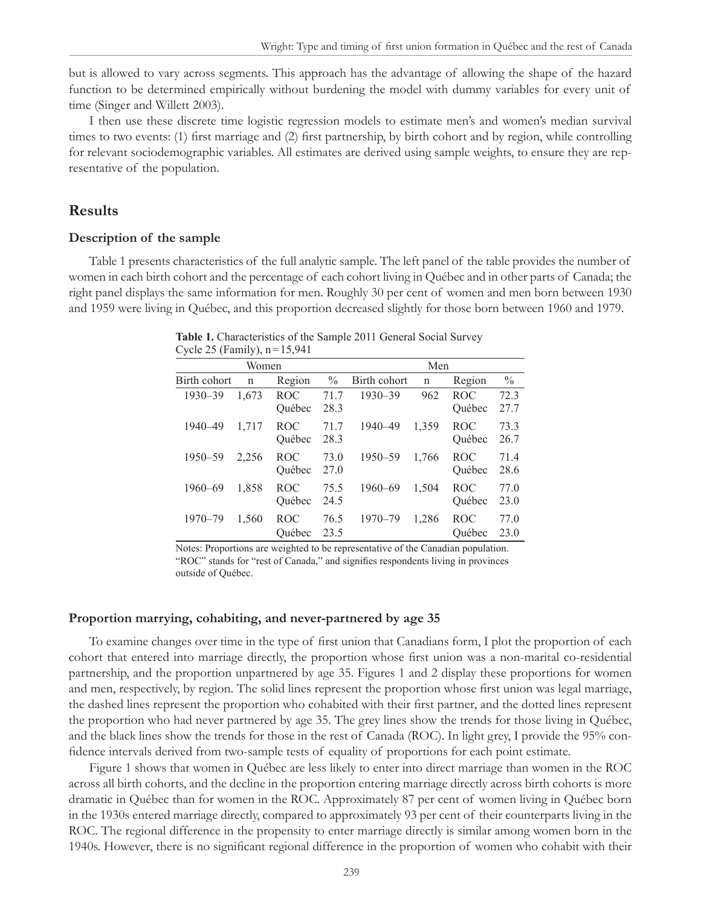but is allowed to vary across segments. This approach has the advantage of allowing the shape of the hazard function to be determined empirically without burdening the model with dummy variables for every unit of time (Singer and Willett 2003).

I then use these discrete time logistic regression models to estimate men's and women's median survival times to two events: (1) first marriage and (2) first partnership, by birth cohort and by region, while controlling for relevant sociodemographic variables. All estimates are derived using sample weights, to ensure they are representative of the population.

## Results

### Description of the sample

Table 1 presents characteristics of the full analytic sample. The left panel of the table provides the number of women in each birth cohort and the percentage of each cohort living in Québec and in other parts of Canada; the right panel displays the same information for men. Roughly 30 per cent of women and men born between 1930 and 1959 were living in Québec, and this proportion decreased slightly for those born between 1960 and 1979.

**Table 1.** Characteristics of the Sample 2011 General Social Survey Cycle 25 (Family), n = 15,941

| Women | | | | Men | | | |
|---|---|---|---|---|---|---|---|
| Birth cohort | n | Region | % | Birth cohort | n | Region | % |
| 1930–39 | 1,673 | ROC | 71.7 | 1930–39 | 962 | ROC | 72.3 |
| | | Québec | 28.3 | | | Québec | 27.7 |
| 1940–49 | 1,717 | ROC | 71.7 | 1940–49 | 1,359 | ROC | 73.3 |
| | | Québec | 28.3 | | | Québec | 26.7 |
| 1950–59 | 2,256 | ROC | 73.0 | 1950–59 | 1,766 | ROC | 71.4 |
| | | Québec | 27.0 | | | Québec | 28.6 |
| 1960–69 | 1,858 | ROC | 75.5 | 1960–69 | 1,504 | ROC | 77.0 |
| | | Québec | 24.5 | | | Québec | 23.0 |
| 1970–79 | 1,560 | ROC | 76.5 | 1970–79 | 1,286 | ROC | 77.0 |
| | | Québec | 23.5 | | | Québec | 23.0 |

Notes: Proportions are weighted to be representative of the Canadian population. "ROC" stands for "rest of Canada," and signifies respondents living in provinces outside of Québec.

### Proportion marrying, cohabiting, and never-partnered by age 35

To examine changes over time in the type of first union that Canadians form, I plot the proportion of each cohort that entered into marriage directly, the proportion whose first union was a non-marital co-residential partnership, and the proportion unpartnered by age 35. Figures 1 and 2 display these proportions for women and men, respectively, by region. The solid lines represent the proportion whose first union was legal marriage, the dashed lines represent the proportion who cohabited with their first partner, and the dotted lines represent the proportion who had never partnered by age 35. The grey lines show the trends for those living in Québec, and the black lines show the trends for those in the rest of Canada (ROC). In light grey, I provide the 95% confidence intervals derived from two-sample tests of equality of proportions for each point estimate.

Figure 1 shows that women in Québec are less likely to enter into direct marriage than women in the ROC across all birth cohorts, and the decline in the proportion entering marriage directly across birth cohorts is more dramatic in Québec than for women in the ROC. Approximately 87 per cent of women living in Québec born in the 1930s entered marriage directly, compared to approximately 93 per cent of their counterparts living in the ROC. The regional difference in the propensity to enter marriage directly is similar among women born in the 1940s. However, there is no significant regional difference in the proportion of women who cohabit with their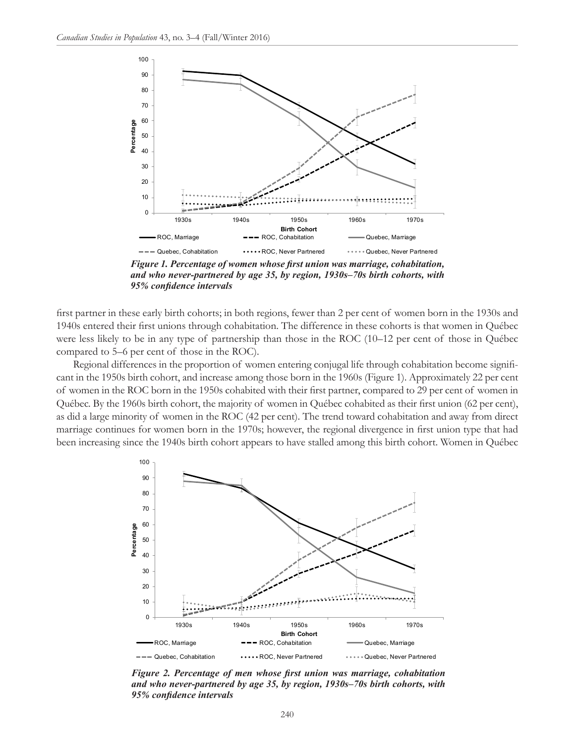*Figure 1. Percentage of women whose first union was marriage, cohabitation, and who never-partnered by age 35, by region, 1930s–70s birth cohorts, with 95% confidence intervals*

first partner in these early birth cohorts; in both regions, fewer than 2 per cent of women born in the 1930s and 1940s entered their first unions through cohabitation. The difference in these cohorts is that women in Québec were less likely to be in any type of partnership than those in the ROC (10–12 per cent of those in Québec compared to 5–6 per cent of those in the ROC).

Regional differences in the proportion of women entering conjugal life through cohabitation become significant in the 1950s birth cohort, and increase among those born in the 1960s (Figure 1). Approximately 22 per cent of women in the ROC born in the 1950s cohabited with their first partner, compared to 29 per cent of women in Québec. By the 1960s birth cohort, the majority of women in Québec cohabited as their first union (62 per cent), as did a large minority of women in the ROC (42 per cent). The trend toward cohabitation and away from direct marriage continues for women born in the 1970s; however, the regional divergence in first union type that had been increasing since the 1940s birth cohort appears to have stalled among this birth cohort. Women in Québec

*Figure 2. Percentage of men whose first union was marriage, cohabitation and who never-partnered by age 35, by region, 1930s–70s birth cohorts, with 95% confidence intervals*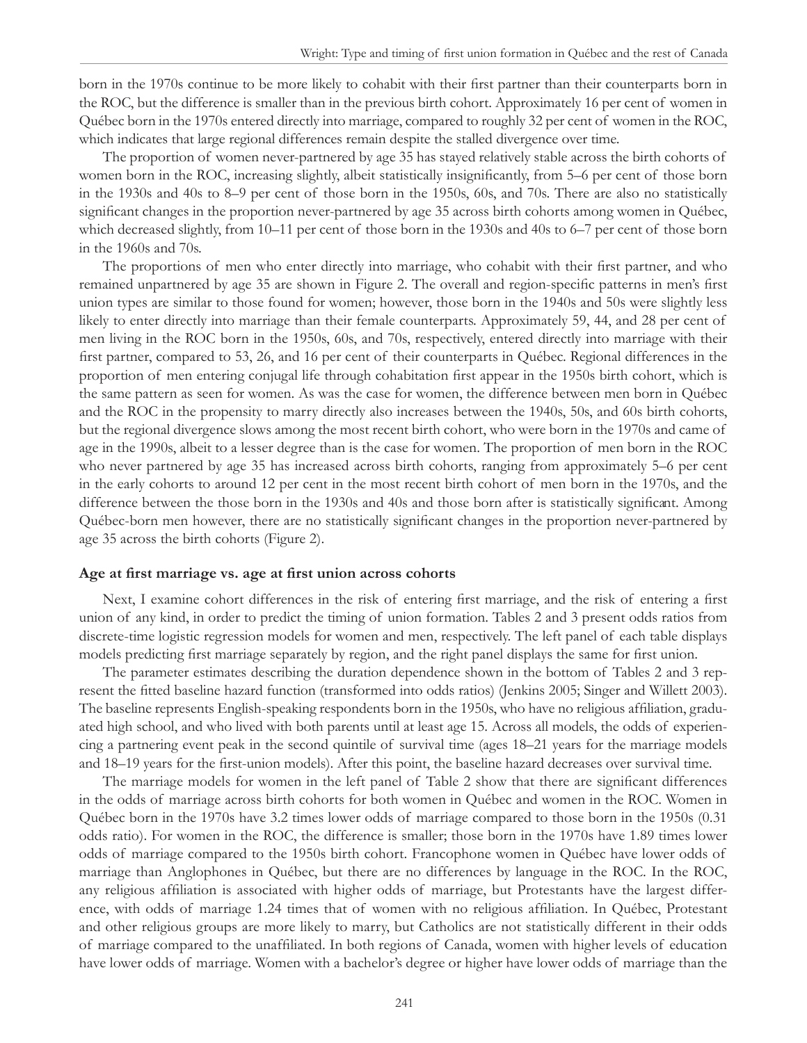born in the 1970s continue to be more likely to cohabit with their first partner than their counterparts born in the ROC, but the difference is smaller than in the previous birth cohort. Approximately 16 per cent of women in Québec born in the 1970s entered directly into marriage, compared to roughly 32 per cent of women in the ROC, which indicates that large regional differences remain despite the stalled divergence over time.

The proportion of women never-partnered by age 35 has stayed relatively stable across the birth cohorts of women born in the ROC, increasing slightly, albeit statistically insignificantly, from 5–6 per cent of those born in the 1930s and 40s to 8–9 per cent of those born in the 1950s, 60s, and 70s. There are also no statistically significant changes in the proportion never-partnered by age 35 across birth cohorts among women in Québec, which decreased slightly, from 10–11 per cent of those born in the 1930s and 40s to 6–7 per cent of those born in the 1960s and 70s.

The proportions of men who enter directly into marriage, who cohabit with their first partner, and who remained unpartnered by age 35 are shown in Figure 2. The overall and region-specific patterns in men's first union types are similar to those found for women; however, those born in the 1940s and 50s were slightly less likely to enter directly into marriage than their female counterparts. Approximately 59, 44, and 28 per cent of men living in the ROC born in the 1950s, 60s, and 70s, respectively, entered directly into marriage with their first partner, compared to 53, 26, and 16 per cent of their counterparts in Québec. Regional differences in the proportion of men entering conjugal life through cohabitation first appear in the 1950s birth cohort, which is the same pattern as seen for women. As was the case for women, the difference between men born in Québec and the ROC in the propensity to marry directly also increases between the 1940s, 50s, and 60s birth cohorts, but the regional divergence slows among the most recent birth cohort, who were born in the 1970s and came of age in the 1990s, albeit to a lesser degree than is the case for women. The proportion of men born in the ROC who never partnered by age 35 has increased across birth cohorts, ranging from approximately 5–6 per cent in the early cohorts to around 12 per cent in the most recent birth cohort of men born in the 1970s, and the difference between the those born in the 1930s and 40s and those born after is statistically significant. Among Québec-born men however, there are no statistically significant changes in the proportion never-partnered by age 35 across the birth cohorts (Figure 2).

### Age at first marriage vs. age at first union across cohorts

Next, I examine cohort differences in the risk of entering first marriage, and the risk of entering a first union of any kind, in order to predict the timing of union formation. Tables 2 and 3 present odds ratios from discrete-time logistic regression models for women and men, respectively. The left panel of each table displays models predicting first marriage separately by region, and the right panel displays the same for first union.

The parameter estimates describing the duration dependence shown in the bottom of Tables 2 and 3 represent the fitted baseline hazard function (transformed into odds ratios) (Jenkins 2005; Singer and Willett 2003). The baseline represents English-speaking respondents born in the 1950s, who have no religious affiliation, graduated high school, and who lived with both parents until at least age 15. Across all models, the odds of experiencing a partnering event peak in the second quintile of survival time (ages 18–21 years for the marriage models and 18–19 years for the first-union models). After this point, the baseline hazard decreases over survival time.

The marriage models for women in the left panel of Table 2 show that there are significant differences in the odds of marriage across birth cohorts for both women in Québec and women in the ROC. Women in Québec born in the 1970s have 3.2 times lower odds of marriage compared to those born in the 1950s (0.31 odds ratio). For women in the ROC, the difference is smaller; those born in the 1970s have 1.89 times lower odds of marriage compared to the 1950s birth cohort. Francophone women in Québec have lower odds of marriage than Anglophones in Québec, but there are no differences by language in the ROC. In the ROC, any religious affiliation is associated with higher odds of marriage, but Protestants have the largest difference, with odds of marriage 1.24 times that of women with no religious affiliation. In Québec, Protestant and other religious groups are more likely to marry, but Catholics are not statistically different in their odds of marriage compared to the unaffiliated. In both regions of Canada, women with higher levels of education have lower odds of marriage. Women with a bachelor's degree or higher have lower odds of marriage than the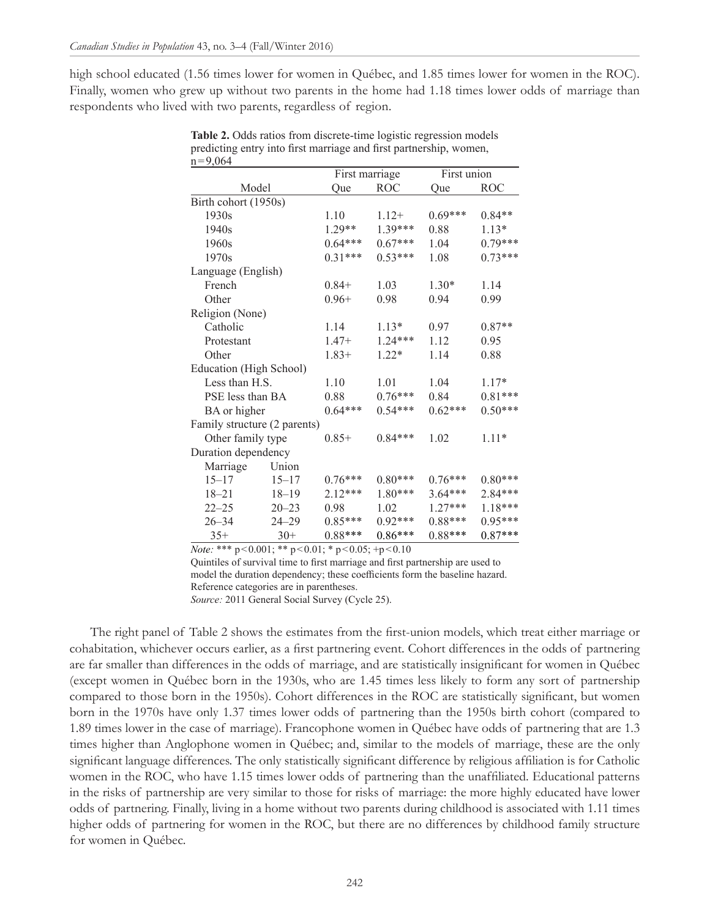high school educated (1.56 times lower for women in Québec, and 1.85 times lower for women in the ROC). Finally, women who grew up without two parents in the home had 1.18 times lower odds of marriage than respondents who lived with two parents, regardless of region.

**Table 2.** Odds ratios from discrete-time logistic regression models predicting entry into first marriage and first partnership, women, n=9,064

| Model | | First marriage | | First union | |
|---|---|---|---|---|---|
| | | Que | ROC | Que | ROC |
| Birth cohort (1950s) | | | | | |
| 1930s | | 1.10 | 1.12+ | 0.69*** | 0.84** |
| 1940s | | 1.29** | 1.39*** | 0.88 | 1.13* |
| 1960s | | 0.64*** | 0.67*** | 1.04 | 0.79*** |
| 1970s | | 0.31*** | 0.53*** | 1.08 | 0.73*** |
| Language (English) | | | | | |
| French | | 0.84+ | 1.03 | 1.30* | 1.14 |
| Other | | 0.96+ | 0.98 | 0.94 | 0.99 |
| Religion (None) | | | | | |
| Catholic | | 1.14 | 1.13* | 0.97 | 0.87** |
| Protestant | | 1.47+ | 1.24*** | 1.12 | 0.95 |
| Other | | 1.83+ | 1.22* | 1.14 | 0.88 |
| Education (High School) | | | | | |
| Less than H.S. | | 1.10 | 1.01 | 1.04 | 1.17* |
| PSE less than BA | | 0.88 | 0.76*** | 0.84 | 0.81*** |
| BA or higher | | 0.64*** | 0.54*** | 0.62*** | 0.50*** |
| Family structure (2 parents) | | | | | |
| Other family type | | 0.85+ | 0.84*** | 1.02 | 1.11* |
| Duration dependency | | | | | |
| Marriage | Union | | | | |
| 15–17 | 15–17 | 0.76*** | 0.80*** | 0.76*** | 0.80*** |
| 18–21 | 18–19 | 2.12*** | 1.80*** | 3.64*** | 2.84*** |
| 22–25 | 20–23 | 0.98 | 1.02 | 1.27*** | 1.18*** |
| 26–34 | 24–29 | 0.85*** | 0.92*** | 0.88*** | 0.95*** |
| 35+ | 30+ | 0.88*** | 0.86*** | 0.88*** | 0.87*** |

*Note:* *** p<0.001; ** p<0.01; * p<0.05; +p<0.10

Quintiles of survival time to first marriage and first partnership are used to model the duration dependency; these coefficients form the baseline hazard. Reference categories are in parentheses.

*Source:* 2011 General Social Survey (Cycle 25).

The right panel of Table 2 shows the estimates from the first-union models, which treat either marriage or cohabitation, whichever occurs earlier, as a first partnering event. Cohort differences in the odds of partnering are far smaller than differences in the odds of marriage, and are statistically insignificant for women in Québec (except women in Québec born in the 1930s, who are 1.45 times less likely to form any sort of partnership compared to those born in the 1950s). Cohort differences in the ROC are statistically significant, but women born in the 1970s have only 1.37 times lower odds of partnering than the 1950s birth cohort (compared to 1.89 times lower in the case of marriage). Francophone women in Québec have odds of partnering that are 1.3 times higher than Anglophone women in Québec; and, similar to the models of marriage, these are the only significant language differences. The only statistically significant difference by religious affiliation is for Catholic women in the ROC, who have 1.15 times lower odds of partnering than the unaffiliated. Educational patterns in the risks of partnership are very similar to those for risks of marriage: the more highly educated have lower odds of partnering. Finally, living in a home without two parents during childhood is associated with 1.11 times higher odds of partnering for women in the ROC, but there are no differences by childhood family structure for women in Québec.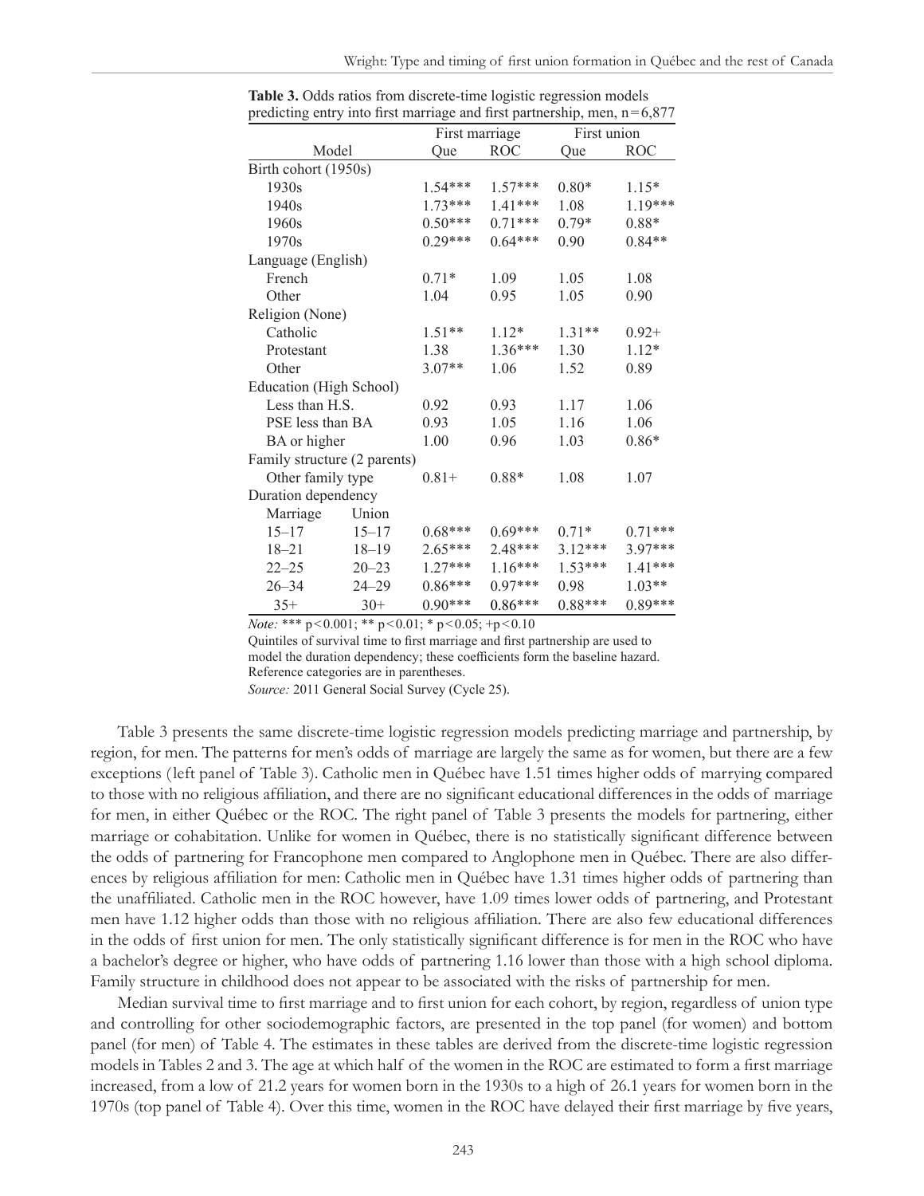**Table 3.** Odds ratios from discrete-time logistic regression models predicting entry into first marriage and first partnership, men, n = 6,877

| Model | | First marriage | | First union | |
|---|---|---|---|---|---|
| | | Que | ROC | Que | ROC |
| Birth cohort (1950s) | | | | | |
| 1930s | | 1.54*** | 1.57*** | 0.80* | 1.15* |
| 1940s | | 1.73*** | 1.41*** | 1.08 | 1.19*** |
| 1960s | | 0.50*** | 0.71*** | 0.79* | 0.88* |
| 1970s | | 0.29*** | 0.64*** | 0.90 | 0.84** |
| Language (English) | | | | | |
| French | | 0.71* | 1.09 | 1.05 | 1.08 |
| Other | | 1.04 | 0.95 | 1.05 | 0.90 |
| Religion (None) | | | | | |
| Catholic | | 1.51** | 1.12* | 1.31** | 0.92+ |
| Protestant | | 1.38 | 1.36*** | 1.30 | 1.12* |
| Other | | 3.07** | 1.06 | 1.52 | 0.89 |
| Education (High School) | | | | | |
| Less than H.S. | | 0.92 | 0.93 | 1.17 | 1.06 |
| PSE less than BA | | 0.93 | 1.05 | 1.16 | 1.06 |
| BA or higher | | 1.00 | 0.96 | 1.03 | 0.86* |
| Family structure (2 parents) | | | | | |
| Other family type | | 0.81+ | 0.88* | 1.08 | 1.07 |
| Duration dependency | | | | | |
| Marriage | Union | | | | |
| 15–17 | 15–17 | 0.68*** | 0.69*** | 0.71* | 0.71*** |
| 18–21 | 18–19 | 2.65*** | 2.48*** | 3.12*** | 3.97*** |
| 22–25 | 20–23 | 1.27*** | 1.16*** | 1.53*** | 1.41*** |
| 26–34 | 24–29 | 0.86*** | 0.97*** | 0.98 | 1.03** |
| 35+ | 30+ | 0.90*** | 0.86*** | 0.88*** | 0.89*** |

*Note:* *** p < 0.001; ** p < 0.01; * p < 0.05; +p < 0.10
Quintiles of survival time to first marriage and first partnership are used to model the duration dependency; these coefficients form the baseline hazard. Reference categories are in parentheses.
*Source:* 2011 General Social Survey (Cycle 25).

Table 3 presents the same discrete-time logistic regression models predicting marriage and partnership, by region, for men. The patterns for men's odds of marriage are largely the same as for women, but there are a few exceptions (left panel of Table 3). Catholic men in Québec have 1.51 times higher odds of marrying compared to those with no religious affiliation, and there are no significant educational differences in the odds of marriage for men, in either Québec or the ROC. The right panel of Table 3 presents the models for partnering, either marriage or cohabitation. Unlike for women in Québec, there is no statistically significant difference between the odds of partnering for Francophone men compared to Anglophone men in Québec. There are also differences by religious affiliation for men: Catholic men in Québec have 1.31 times higher odds of partnering than the unaffiliated. Catholic men in the ROC however, have 1.09 times lower odds of partnering, and Protestant men have 1.12 higher odds than those with no religious affiliation. There are also few educational differences in the odds of first union for men. The only statistically significant difference is for men in the ROC who have a bachelor's degree or higher, who have odds of partnering 1.16 lower than those with a high school diploma. Family structure in childhood does not appear to be associated with the risks of partnership for men.

Median survival time to first marriage and to first union for each cohort, by region, regardless of union type and controlling for other sociodemographic factors, are presented in the top panel (for women) and bottom panel (for men) of Table 4. The estimates in these tables are derived from the discrete-time logistic regression models in Tables 2 and 3. The age at which half of the women in the ROC are estimated to form a first marriage increased, from a low of 21.2 years for women born in the 1930s to a high of 26.1 years for women born in the 1970s (top panel of Table 4). Over this time, women in the ROC have delayed their first marriage by five years,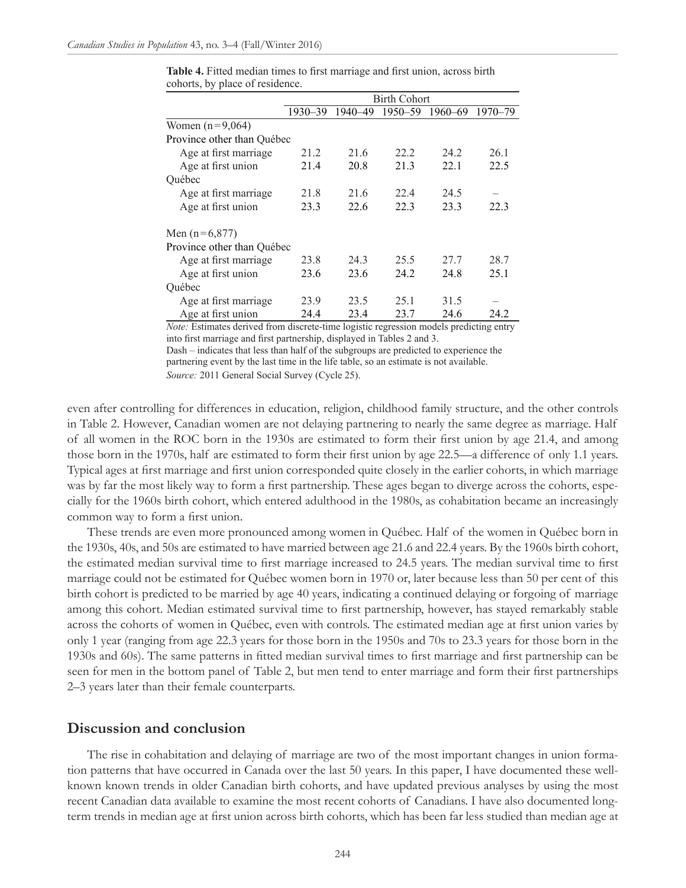**Table 4.** Fitted median times to first marriage and first union, across birth cohorts, by place of residence.

| | Birth Cohort | | | | |
|---|---|---|---|---|---|
| | 1930–39 | 1940–49 | 1950–59 | 1960–69 | 1970–79 |
| Women (n = 9,064) | | | | | |
| Province other than Québec | | | | | |
| Age at first marriage | 21.2 | 21.6 | 22.2 | 24.2 | 26.1 |
| Age at first union | 21.4 | 20.8 | 21.3 | 22.1 | 22.5 |
| Québec | | | | | |
| Age at first marriage | 21.8 | 21.6 | 22.4 | 24.5 | – |
| Age at first union | 23.3 | 22.6 | 22.3 | 23.3 | 22.3 |
| Men (n = 6,877) | | | | | |
| Province other than Québec | | | | | |
| Age at first marriage | 23.8 | 24.3 | 25.5 | 27.7 | 28.7 |
| Age at first union | 23.6 | 23.6 | 24.2 | 24.8 | 25.1 |
| Québec | | | | | |
| Age at first marriage | 23.9 | 23.5 | 25.1 | 31.5 | – |
| Age at first union | 24.4 | 23.4 | 23.7 | 24.6 | 24.2 |

*Note:* Estimates derived from discrete-time logistic regression models predicting entry into first marriage and first partnership, displayed in Tables 2 and 3.
Dash – indicates that less than half of the subgroups are predicted to experience the partnering event by the last time in the life table, so an estimate is not available.
*Source:* 2011 General Social Survey (Cycle 25).

even after controlling for differences in education, religion, childhood family structure, and the other controls in Table 2. However, Canadian women are not delaying partnering to nearly the same degree as marriage. Half of all women in the ROC born in the 1930s are estimated to form their first union by age 21.4, and among those born in the 1970s, half are estimated to form their first union by age 22.5—a difference of only 1.1 years. Typical ages at first marriage and first union corresponded quite closely in the earlier cohorts, in which marriage was by far the most likely way to form a first partnership. These ages began to diverge across the cohorts, especially for the 1960s birth cohort, which entered adulthood in the 1980s, as cohabitation became an increasingly common way to form a first union.

These trends are even more pronounced among women in Québec. Half of the women in Québec born in the 1930s, 40s, and 50s are estimated to have married between age 21.6 and 22.4 years. By the 1960s birth cohort, the estimated median survival time to first marriage increased to 24.5 years. The median survival time to first marriage could not be estimated for Québec women born in 1970 or, later because less than 50 per cent of this birth cohort is predicted to be married by age 40 years, indicating a continued delaying or forgoing of marriage among this cohort. Median estimated survival time to first partnership, however, has stayed remarkably stable across the cohorts of women in Québec, even with controls. The estimated median age at first union varies by only 1 year (ranging from age 22.3 years for those born in the 1950s and 70s to 23.3 years for those born in the 1930s and 60s). The same patterns in fitted median survival times to first marriage and first partnership can be seen for men in the bottom panel of Table 2, but men tend to enter marriage and form their first partnerships 2–3 years later than their female counterparts.

## Discussion and conclusion

The rise in cohabitation and delaying of marriage are two of the most important changes in union formation patterns that have occurred in Canada over the last 50 years. In this paper, I have documented these well-known known trends in older Canadian birth cohorts, and have updated previous analyses by using the most recent Canadian data available to examine the most recent cohorts of Canadians. I have also documented long-term trends in median age at first union across birth cohorts, which has been far less studied than median age at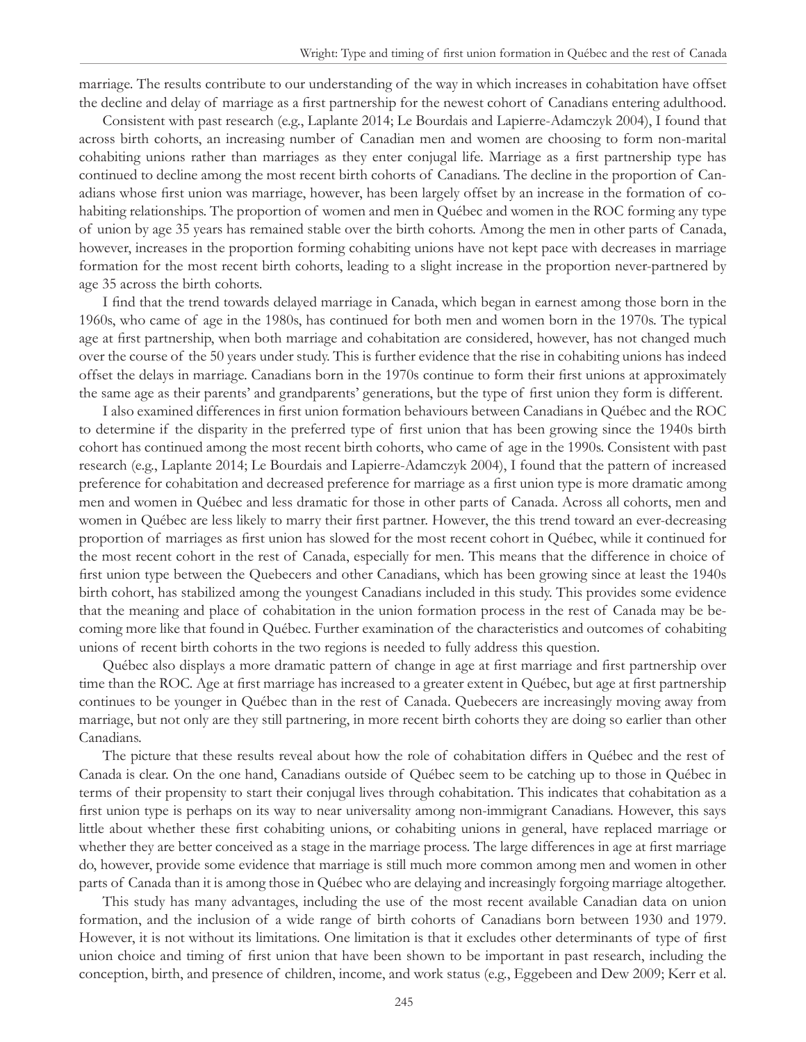marriage. The results contribute to our understanding of the way in which increases in cohabitation have offset the decline and delay of marriage as a first partnership for the newest cohort of Canadians entering adulthood.

Consistent with past research (e.g., Laplante 2014; Le Bourdais and Lapierre-Adamczyk 2004), I found that across birth cohorts, an increasing number of Canadian men and women are choosing to form non-marital cohabiting unions rather than marriages as they enter conjugal life. Marriage as a first partnership type has continued to decline among the most recent birth cohorts of Canadians. The decline in the proportion of Canadians whose first union was marriage, however, has been largely offset by an increase in the formation of cohabiting relationships. The proportion of women and men in Québec and women in the ROC forming any type of union by age 35 years has remained stable over the birth cohorts. Among the men in other parts of Canada, however, increases in the proportion forming cohabiting unions have not kept pace with decreases in marriage formation for the most recent birth cohorts, leading to a slight increase in the proportion never-partnered by age 35 across the birth cohorts.

I find that the trend towards delayed marriage in Canada, which began in earnest among those born in the 1960s, who came of age in the 1980s, has continued for both men and women born in the 1970s. The typical age at first partnership, when both marriage and cohabitation are considered, however, has not changed much over the course of the 50 years under study. This is further evidence that the rise in cohabiting unions has indeed offset the delays in marriage. Canadians born in the 1970s continue to form their first unions at approximately the same age as their parents' and grandparents' generations, but the type of first union they form is different.

I also examined differences in first union formation behaviours between Canadians in Québec and the ROC to determine if the disparity in the preferred type of first union that has been growing since the 1940s birth cohort has continued among the most recent birth cohorts, who came of age in the 1990s. Consistent with past research (e.g., Laplante 2014; Le Bourdais and Lapierre-Adamczyk 2004), I found that the pattern of increased preference for cohabitation and decreased preference for marriage as a first union type is more dramatic among men and women in Québec and less dramatic for those in other parts of Canada. Across all cohorts, men and women in Québec are less likely to marry their first partner. However, the this trend toward an ever-decreasing proportion of marriages as first union has slowed for the most recent cohort in Québec, while it continued for the most recent cohort in the rest of Canada, especially for men. This means that the difference in choice of first union type between the Quebecers and other Canadians, which has been growing since at least the 1940s birth cohort, has stabilized among the youngest Canadians included in this study. This provides some evidence that the meaning and place of cohabitation in the union formation process in the rest of Canada may be becoming more like that found in Québec. Further examination of the characteristics and outcomes of cohabiting unions of recent birth cohorts in the two regions is needed to fully address this question.

Québec also displays a more dramatic pattern of change in age at first marriage and first partnership over time than the ROC. Age at first marriage has increased to a greater extent in Québec, but age at first partnership continues to be younger in Québec than in the rest of Canada. Quebecers are increasingly moving away from marriage, but not only are they still partnering, in more recent birth cohorts they are doing so earlier than other Canadians.

The picture that these results reveal about how the role of cohabitation differs in Québec and the rest of Canada is clear. On the one hand, Canadians outside of Québec seem to be catching up to those in Québec in terms of their propensity to start their conjugal lives through cohabitation. This indicates that cohabitation as a first union type is perhaps on its way to near universality among non-immigrant Canadians. However, this says little about whether these first cohabiting unions, or cohabiting unions in general, have replaced marriage or whether they are better conceived as a stage in the marriage process. The large differences in age at first marriage do, however, provide some evidence that marriage is still much more common among men and women in other parts of Canada than it is among those in Québec who are delaying and increasingly forgoing marriage altogether.

This study has many advantages, including the use of the most recent available Canadian data on union formation, and the inclusion of a wide range of birth cohorts of Canadians born between 1930 and 1979. However, it is not without its limitations. One limitation is that it excludes other determinants of type of first union choice and timing of first union that have been shown to be important in past research, including the conception, birth, and presence of children, income, and work status (e.g., Eggebeen and Dew 2009; Kerr et al.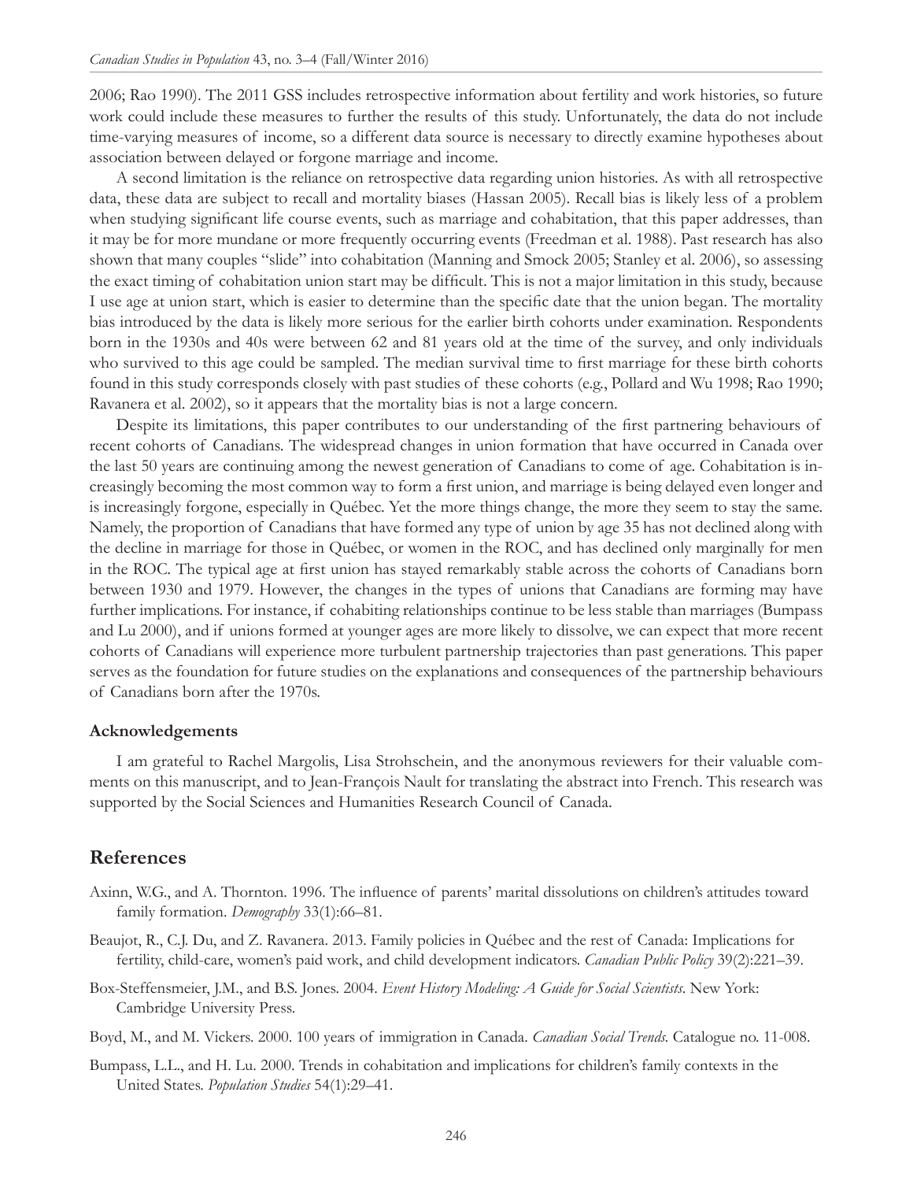2006; Rao 1990). The 2011 GSS includes retrospective information about fertility and work histories, so future work could include these measures to further the results of this study. Unfortunately, the data do not include time-varying measures of income, so a different data source is necessary to directly examine hypotheses about association between delayed or forgone marriage and income.

A second limitation is the reliance on retrospective data regarding union histories. As with all retrospective data, these data are subject to recall and mortality biases (Hassan 2005). Recall bias is likely less of a problem when studying significant life course events, such as marriage and cohabitation, that this paper addresses, than it may be for more mundane or more frequently occurring events (Freedman et al. 1988). Past research has also shown that many couples "slide" into cohabitation (Manning and Smock 2005; Stanley et al. 2006), so assessing the exact timing of cohabitation union start may be difficult. This is not a major limitation in this study, because I use age at union start, which is easier to determine than the specific date that the union began. The mortality bias introduced by the data is likely more serious for the earlier birth cohorts under examination. Respondents born in the 1930s and 40s were between 62 and 81 years old at the time of the survey, and only individuals who survived to this age could be sampled. The median survival time to first marriage for these birth cohorts found in this study corresponds closely with past studies of these cohorts (e.g., Pollard and Wu 1998; Rao 1990; Ravanera et al. 2002), so it appears that the mortality bias is not a large concern.

Despite its limitations, this paper contributes to our understanding of the first partnering behaviours of recent cohorts of Canadians. The widespread changes in union formation that have occurred in Canada over the last 50 years are continuing among the newest generation of Canadians to come of age. Cohabitation is increasingly becoming the most common way to form a first union, and marriage is being delayed even longer and is increasingly forgone, especially in Québec. Yet the more things change, the more they seem to stay the same. Namely, the proportion of Canadians that have formed any type of union by age 35 has not declined along with the decline in marriage for those in Québec, or women in the ROC, and has declined only marginally for men in the ROC. The typical age at first union has stayed remarkably stable across the cohorts of Canadians born between 1930 and 1979. However, the changes in the types of unions that Canadians are forming may have further implications. For instance, if cohabiting relationships continue to be less stable than marriages (Bumpass and Lu 2000), and if unions formed at younger ages are more likely to dissolve, we can expect that more recent cohorts of Canadians will experience more turbulent partnership trajectories than past generations. This paper serves as the foundation for future studies on the explanations and consequences of the partnership behaviours of Canadians born after the 1970s.

### Acknowledgements

I am grateful to Rachel Margolis, Lisa Strohschein, and the anonymous reviewers for their valuable comments on this manuscript, and to Jean-François Nault for translating the abstract into French. This research was supported by the Social Sciences and Humanities Research Council of Canada.

## References

Axinn, W.G., and A. Thornton. 1996. The influence of parents' marital dissolutions on children's attitudes toward family formation. *Demography* 33(1):66–81.

Beaujot, R., C.J. Du, and Z. Ravanera. 2013. Family policies in Québec and the rest of Canada: Implications for fertility, child-care, women's paid work, and child development indicators. *Canadian Public Policy* 39(2):221–39.

Box-Steffensmeier, J.M., and B.S. Jones. 2004. *Event History Modeling: A Guide for Social Scientists*. New York: Cambridge University Press.

Boyd, M., and M. Vickers. 2000. 100 years of immigration in Canada. *Canadian Social Trends*. Catalogue no. 11-008.

Bumpass, L.L., and H. Lu. 2000. Trends in cohabitation and implications for children's family contexts in the United States. *Population Studies* 54(1):29–41.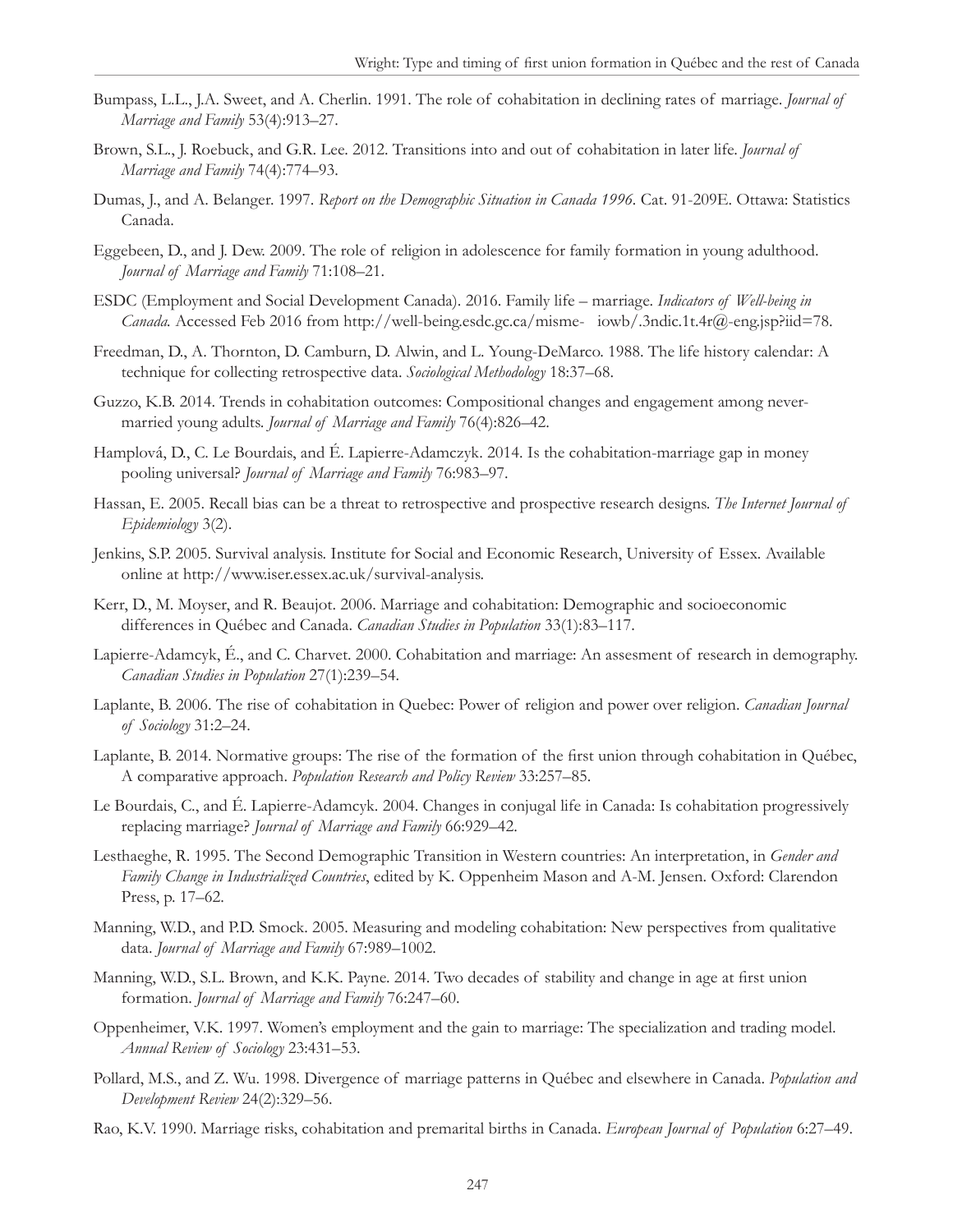Bumpass, L.L., J.A. Sweet, and A. Cherlin. 1991. The role of cohabitation in declining rates of marriage. *Journal of Marriage and Family* 53(4):913–27.

Brown, S.L., J. Roebuck, and G.R. Lee. 2012. Transitions into and out of cohabitation in later life. *Journal of Marriage and Family* 74(4):774–93.

Dumas, J., and A. Belanger. 1997. *Report on the Demographic Situation in Canada 1996*. Cat. 91-209E. Ottawa: Statistics Canada.

Eggebeen, D., and J. Dew. 2009. The role of religion in adolescence for family formation in young adulthood. *Journal of Marriage and Family* 71:108–21.

ESDC (Employment and Social Development Canada). 2016. Family life – marriage. *Indicators of Well-being in Canada.* Accessed Feb 2016 from http://well-being.esdc.gc.ca/misme- iowb/.3ndic.1t.4r@-eng.jsp?iid=78.

Freedman, D., A. Thornton, D. Camburn, D. Alwin, and L. Young-DeMarco. 1988. The life history calendar: A technique for collecting retrospective data. *Sociological Methodology* 18:37–68.

Guzzo, K.B. 2014. Trends in cohabitation outcomes: Compositional changes and engagement among never-married young adults. *Journal of Marriage and Family* 76(4):826–42.

Hamplová, D., C. Le Bourdais, and É. Lapierre-Adamczyk. 2014. Is the cohabitation-marriage gap in money pooling universal? *Journal of Marriage and Family* 76:983–97.

Hassan, E. 2005. Recall bias can be a threat to retrospective and prospective research designs. *The Internet Journal of Epidemiology* 3(2).

Jenkins, S.P. 2005. Survival analysis. Institute for Social and Economic Research, University of Essex. Available online at http://www.iser.essex.ac.uk/survival-analysis.

Kerr, D., M. Moyser, and R. Beaujot. 2006. Marriage and cohabitation: Demographic and socioeconomic differences in Québec and Canada. *Canadian Studies in Population* 33(1):83–117.

Lapierre-Adamcyk, É., and C. Charvet. 2000. Cohabitation and marriage: An assesment of research in demography. *Canadian Studies in Population* 27(1):239–54.

Laplante, B. 2006. The rise of cohabitation in Quebec: Power of religion and power over religion. *Canadian Journal of Sociology* 31:2–24.

Laplante, B. 2014. Normative groups: The rise of the formation of the first union through cohabitation in Québec, A comparative approach. *Population Research and Policy Review* 33:257–85.

Le Bourdais, C., and É. Lapierre-Adamcyk. 2004. Changes in conjugal life in Canada: Is cohabitation progressively replacing marriage? *Journal of Marriage and Family* 66:929–42.

Lesthaeghe, R. 1995. The Second Demographic Transition in Western countries: An interpretation, in *Gender and Family Change in Industrialized Countries*, edited by K. Oppenheim Mason and A-M. Jensen. Oxford: Clarendon Press, p. 17–62.

Manning, W.D., and P.D. Smock. 2005. Measuring and modeling cohabitation: New perspectives from qualitative data. *Journal of Marriage and Family* 67:989–1002.

Manning, W.D., S.L. Brown, and K.K. Payne. 2014. Two decades of stability and change in age at first union formation. *Journal of Marriage and Family* 76:247–60.

Oppenheimer, V.K. 1997. Women's employment and the gain to marriage: The specialization and trading model. *Annual Review of Sociology* 23:431–53.

Pollard, M.S., and Z. Wu. 1998. Divergence of marriage patterns in Québec and elsewhere in Canada. *Population and Development Review* 24(2):329–56.

Rao, K.V. 1990. Marriage risks, cohabitation and premarital births in Canada. *European Journal of Population* 6:27–49.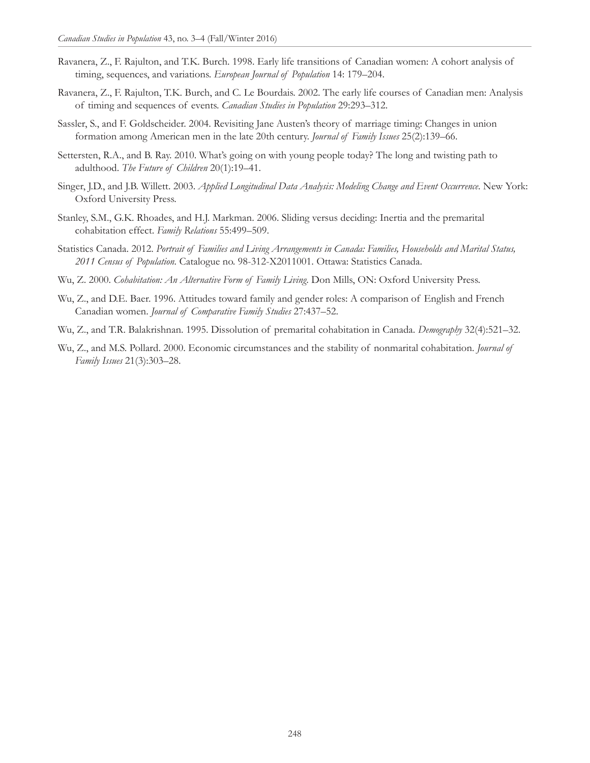Ravanera, Z., F. Rajulton, and T.K. Burch. 1998. Early life transitions of Canadian women: A cohort analysis of timing, sequences, and variations. *European Journal of Population* 14: 179–204.

Ravanera, Z., F. Rajulton, T.K. Burch, and C. Le Bourdais. 2002. The early life courses of Canadian men: Analysis of timing and sequences of events. *Canadian Studies in Population* 29:293–312.

Sassler, S., and F. Goldscheider. 2004. Revisiting Jane Austen's theory of marriage timing: Changes in union formation among American men in the late 20th century. *Journal of Family Issues* 25(2):139–66.

Settersten, R.A., and B. Ray. 2010. What's going on with young people today? The long and twisting path to adulthood. *The Future of Children* 20(1):19–41.

Singer, J.D., and J.B. Willett. 2003. *Applied Longitudinal Data Analysis: Modeling Change and Event Occurrence*. New York: Oxford University Press.

Stanley, S.M., G.K. Rhoades, and H.J. Markman. 2006. Sliding versus deciding: Inertia and the premarital cohabitation effect. *Family Relations* 55:499–509.

Statistics Canada. 2012. *Portrait of Families and Living Arrangements in Canada: Families, Households and Marital Status, 2011 Census of Population*. Catalogue no. 98-312-X2011001. Ottawa: Statistics Canada.

Wu, Z. 2000. *Cohabitation: An Alternative Form of Family Living*. Don Mills, ON: Oxford University Press.

Wu, Z., and D.E. Baer. 1996. Attitudes toward family and gender roles: A comparison of English and French Canadian women. *Journal of Comparative Family Studies* 27:437–52.

Wu, Z., and T.R. Balakrishnan. 1995. Dissolution of premarital cohabitation in Canada. *Demography* 32(4):521–32.

Wu, Z., and M.S. Pollard. 2000. Economic circumstances and the stability of nonmarital cohabitation. *Journal of Family Issues* 21(3):303–28.